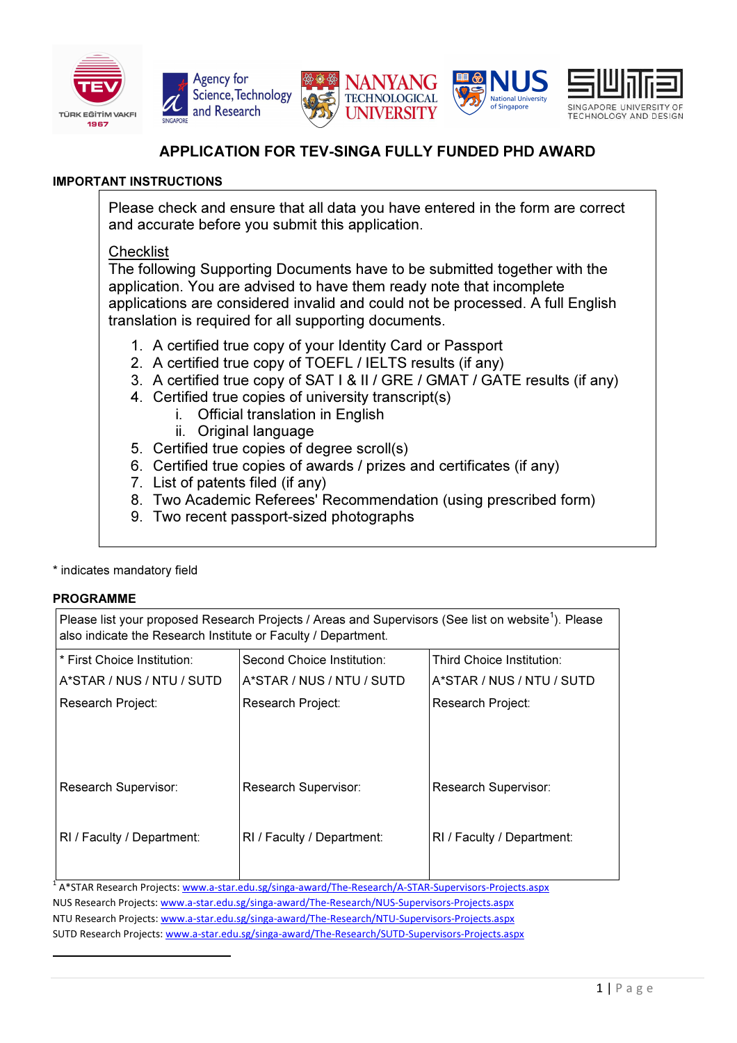# APPLICATION FOR TEV-SINGA FULLY FUNDED PHD AWARD

**IMPORTANT INSTRUCTIONS**

Please check and ensure that all data you have entered in the form are correct and accurate before you submit this application.

Checklist
The following Supporting Documents have to be submitted together with the application. You are advised to have them ready note that incomplete applications are considered invalid and could not be processed. A full English translation is required for all supporting documents.

1. A certified true copy of your Identity Card or Passport
2. A certified true copy of TOEFL / IELTS results (if any)
3. A certified true copy of SAT I & II / GRE / GMAT / GATE results (if any)
4. Certified true copies of university transcript(s)
   i. Official translation in English
   ii. Original language
5. Certified true copies of degree scroll(s)
6. Certified true copies of awards / prizes and certificates (if any)
7. List of patents filed (if any)
8. Two Academic Referees' Recommendation (using prescribed form)
9. Two recent passport-sized photographs

* indicates mandatory field

**PROGRAMME**

Please list your proposed Research Projects / Areas and Supervisors (See list on website[1]). Please also indicate the Research Institute or Faculty / Department.

| * First Choice Institution: | Second Choice Institution: | Third Choice Institution: |
|---|---|---|
| A*STAR / NUS / NTU / SUTD | A*STAR / NUS / NTU / SUTD | A*STAR / NUS / NTU / SUTD |
| Research Project: | Research Project: | Research Project: |
| Research Supervisor: | Research Supervisor: | Research Supervisor: |
| RI / Faculty / Department: | RI / Faculty / Department: | RI / Faculty / Department: |

[1] A*STAR Research Projects: www.a-star.edu.sg/singa-award/The-Research/A-STAR-Supervisors-Projects.aspx
NUS Research Projects: www.a-star.edu.sg/singa-award/The-Research/NUS-Supervisors-Projects.aspx
NTU Research Projects: www.a-star.edu.sg/singa-award/The-Research/NTU-Supervisors-Projects.aspx
SUTD Research Projects: www.a-star.edu.sg/singa-award/The-Research/SUTD-Supervisors-Projects.aspx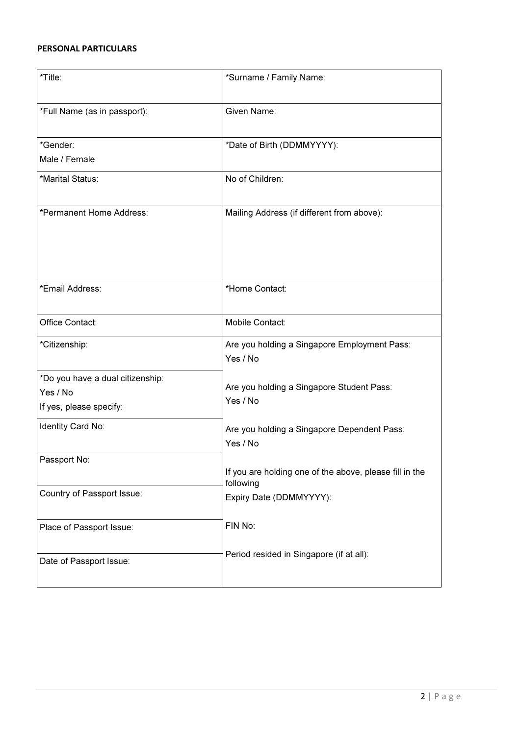**PERSONAL PARTICULARS**

| | |
|---|---|
| *Title: | *Surname / Family Name: |
| *Full Name (as in passport): | Given Name: |
| *Gender:<br>Male / Female | *Date of Birth (DDMMYYYY): |
| *Marital Status: | No of Children: |
| *Permanent Home Address: | Mailing Address (if different from above): |
| *Email Address: | *Home Contact: |
| Office Contact: | Mobile Contact: |
| *Citizenship: | Are you holding a Singapore Employment Pass:<br>Yes / No |
| *Do you have a dual citizenship:<br>Yes / No<br>If yes, please specify: | Are you holding a Singapore Student Pass:<br>Yes / No |
| Identity Card No: | Are you holding a Singapore Dependent Pass:<br>Yes / No |
| Passport No: | If you are holding one of the above, please fill in the following |
| Country of Passport Issue: | Expiry Date (DDMMYYYY): |
| Place of Passport Issue: | FIN No: |
| Date of Passport Issue: | Period resided in Singapore (if at all): |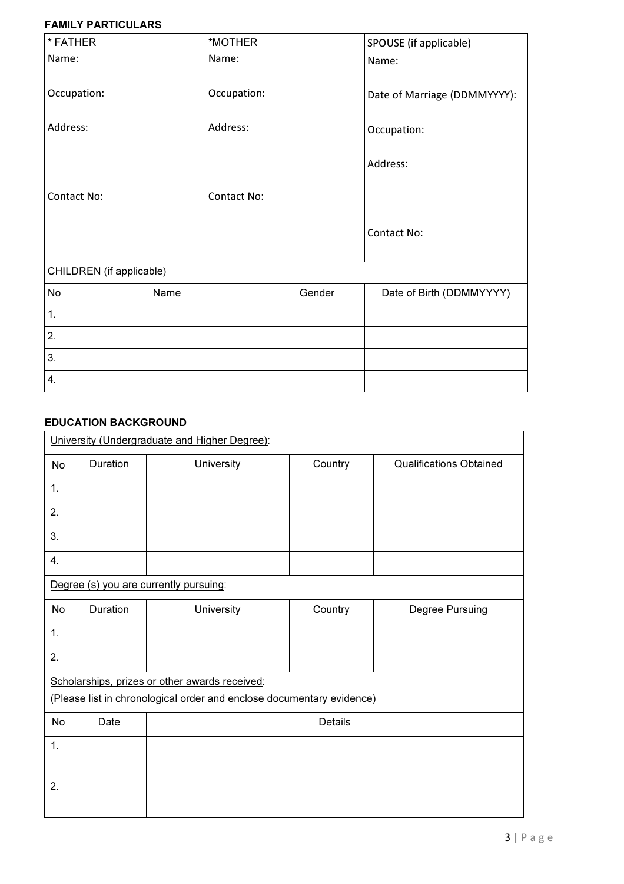**FAMILY PARTICULARS**

| * FATHER | *MOTHER | SPOUSE (if applicable) |
|---|---|---|
| Name: | Name: | Name: |
| Occupation: | Occupation: | Date of Marriage (DDMMYYYY): |
| Address: | Address: | Occupation: |
| | | Address: |
| Contact No: | Contact No: | Contact No: |

CHILDREN (if applicable)

| No | Name | Gender | Date of Birth (DDMMYYYY) |
|---|---|---|---|
| 1. | | | |
| 2. | | | |
| 3. | | | |
| 4. | | | |

**EDUCATION BACKGROUND**

University (Undergraduate and Higher Degree):

| No | Duration | University | Country | Qualifications Obtained |
|---|---|---|---|---|
| 1. | | | | |
| 2. | | | | |
| 3. | | | | |
| 4. | | | | |

Degree (s) you are currently pursuing:

| No | Duration | University | Country | Degree Pursuing |
|---|---|---|---|---|
| 1. | | | | |
| 2. | | | | |

Scholarships, prizes or other awards received:

(Please list in chronological order and enclose documentary evidence)

| No | Date | Details |
|---|---|---|
| 1. | | |
| 2. | | |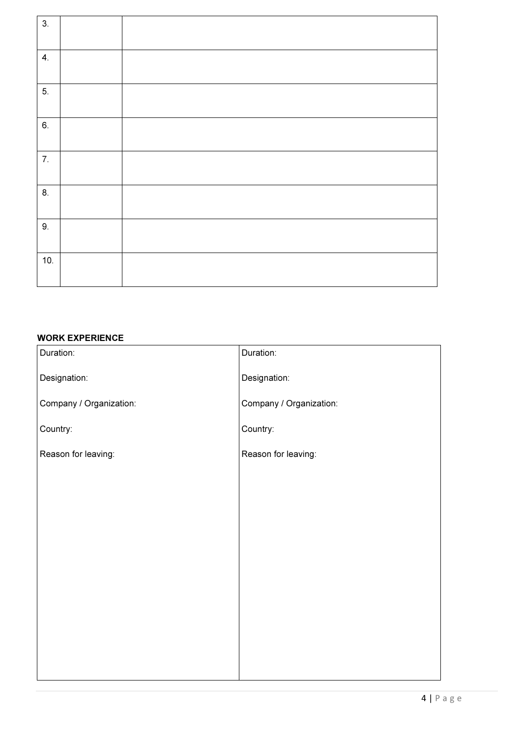| | | |
|---|---|---|
| 3. | | |
| 4. | | |
| 5. | | |
| 6. | | |
| 7. | | |
| 8. | | |
| 9. | | |
| 10. | | |

**WORK EXPERIENCE**

| | |
|---|---|
| Duration:<br><br>Designation:<br><br>Company / Organization:<br><br>Country:<br><br>Reason for leaving: | Duration:<br><br>Designation:<br><br>Company / Organization:<br><br>Country:<br><br>Reason for leaving: |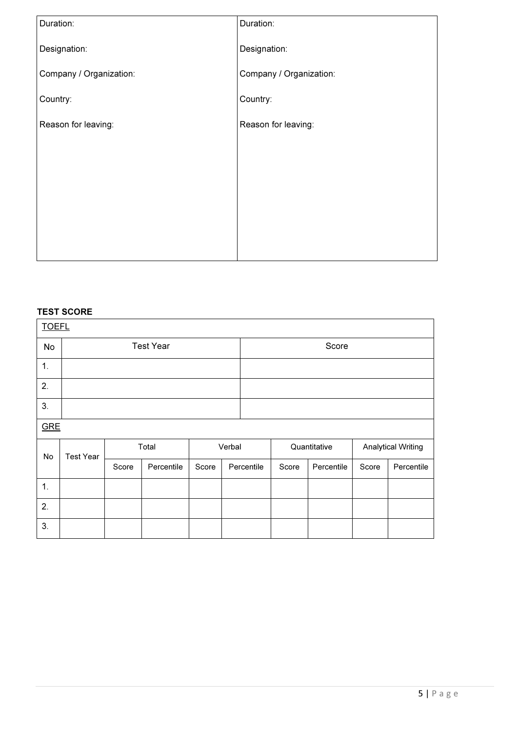| Duration:<br><br>Designation:<br><br>Company / Organization:<br><br>Country:<br><br>Reason for leaving: | Duration:<br><br>Designation:<br><br>Company / Organization:<br><br>Country:<br><br>Reason for leaving: |
|---|---|

**TEST SCORE**

| TOEFL | | |
|---|---|---|
| No | Test Year | Score |
| 1. | | |
| 2. | | |
| 3. | | |

| GRE | | | | | | | | | |
|---|---|---|---|---|---|---|---|---|---|
| No | Test Year | Total | | Verbal | | Quantitative | | Analytical Writing | |
| | | Score | Percentile | Score | Percentile | Score | Percentile | Score | Percentile |
| 1. | | | | | | | | | |
| 2. | | | | | | | | | |
| 3. | | | | | | | | | |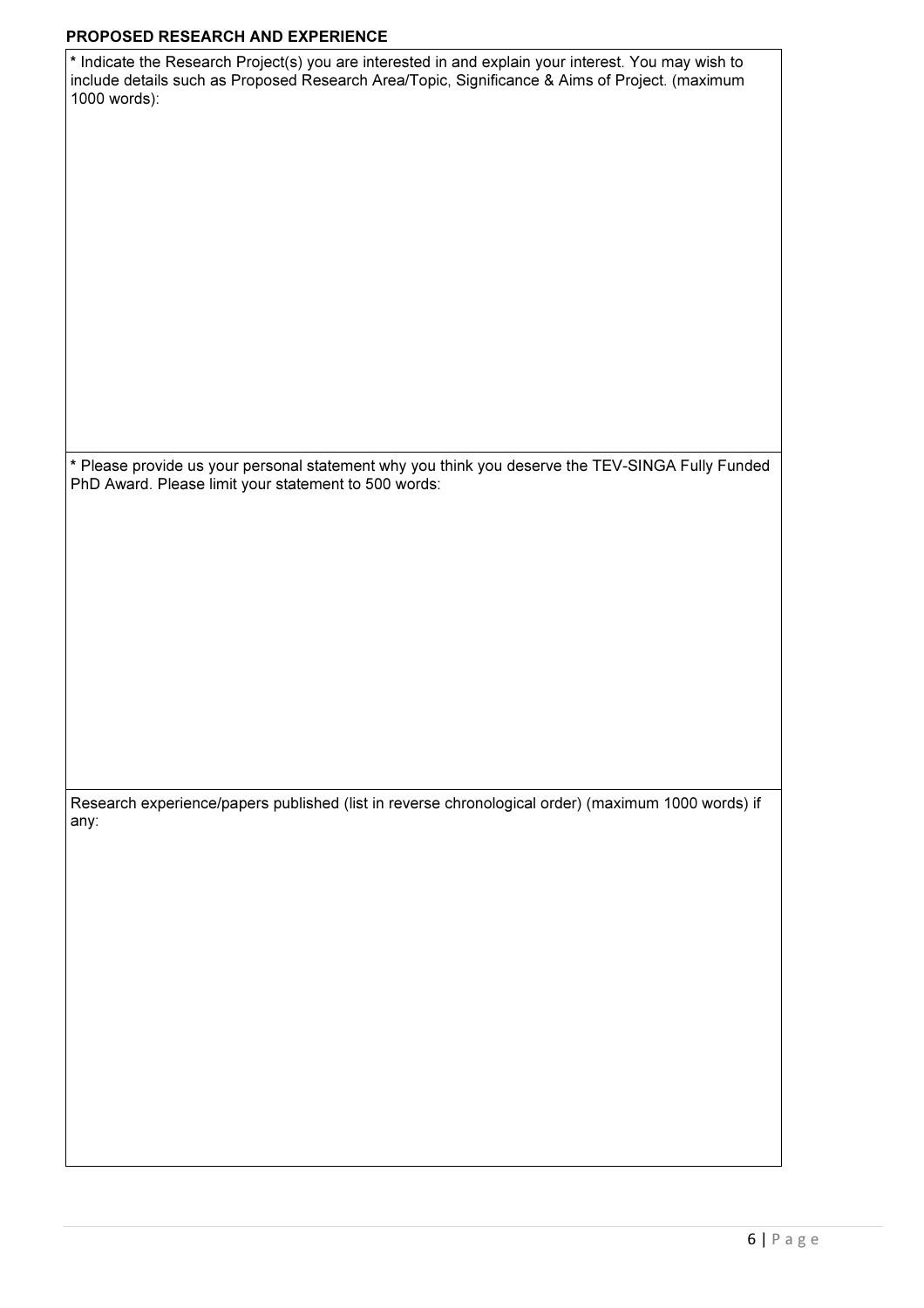**PROPOSED RESEARCH AND EXPERIENCE**

| * Indicate the Research Project(s) you are interested in and explain your interest. You may wish to include details such as Proposed Research Area/Topic, Significance & Aims of Project. (maximum 1000 words): |
| --- |
| * Please provide us your personal statement why you think you deserve the TEV-SINGA Fully Funded PhD Award. Please limit your statement to 500 words: |
| Research experience/papers published (list in reverse chronological order) (maximum 1000 words) if any: |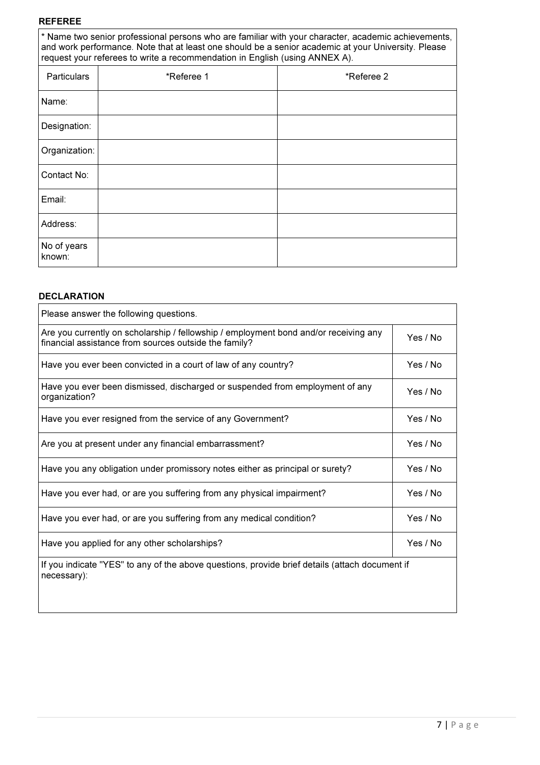### REFEREE

* Name two senior professional persons who are familiar with your character, academic achievements, and work performance. Note that at least one should be a senior academic at your University. Please request your referees to write a recommendation in English (using ANNEX A).

| Particulars | *Referee 1 | *Referee 2 |
|---|---|---|
| Name: | | |
| Designation: | | |
| Organization: | | |
| Contact No: | | |
| Email: | | |
| Address: | | |
| No of years known: | | |

### DECLARATION

| Please answer the following questions. | |
|---|---|
| Are you currently on scholarship / fellowship / employment bond and/or receiving any financial assistance from sources outside the family? | Yes / No |
| Have you ever been convicted in a court of law of any country? | Yes / No |
| Have you ever been dismissed, discharged or suspended from employment of any organization? | Yes / No |
| Have you ever resigned from the service of any Government? | Yes / No |
| Are you at present under any financial embarrassment? | Yes / No |
| Have you any obligation under promissory notes either as principal or surety? | Yes / No |
| Have you ever had, or are you suffering from any physical impairment? | Yes / No |
| Have you ever had, or are you suffering from any medical condition? | Yes / No |
| Have you applied for any other scholarships? | Yes / No |
| If you indicate "YES" to any of the above questions, provide brief details (attach document if necessary): | |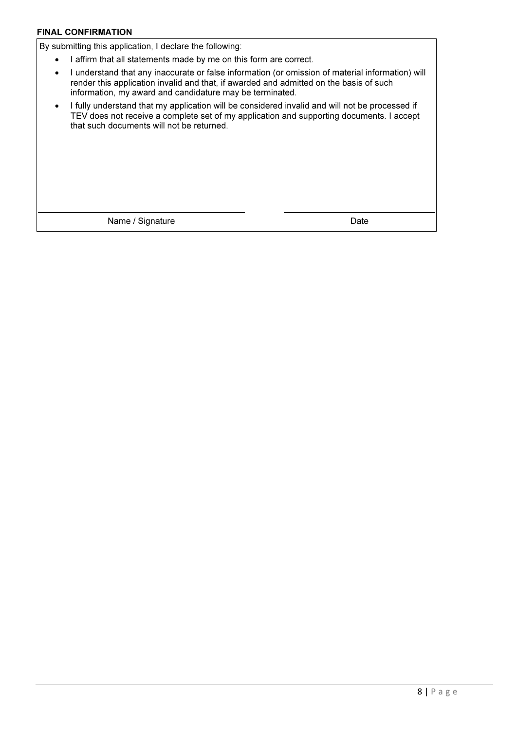**FINAL CONFIRMATION**

By submitting this application, I declare the following:

- I affirm that all statements made by me on this form are correct.
- I understand that any inaccurate or false information (or omission of material information) will render this application invalid and that, if awarded and admitted on the basis of such information, my award and candidature may be terminated.
- I fully understand that my application will be considered invalid and will not be processed if TEV does not receive a complete set of my application and supporting documents. I accept that such documents will not be returned.

| Name / Signature | Date |
|---|---|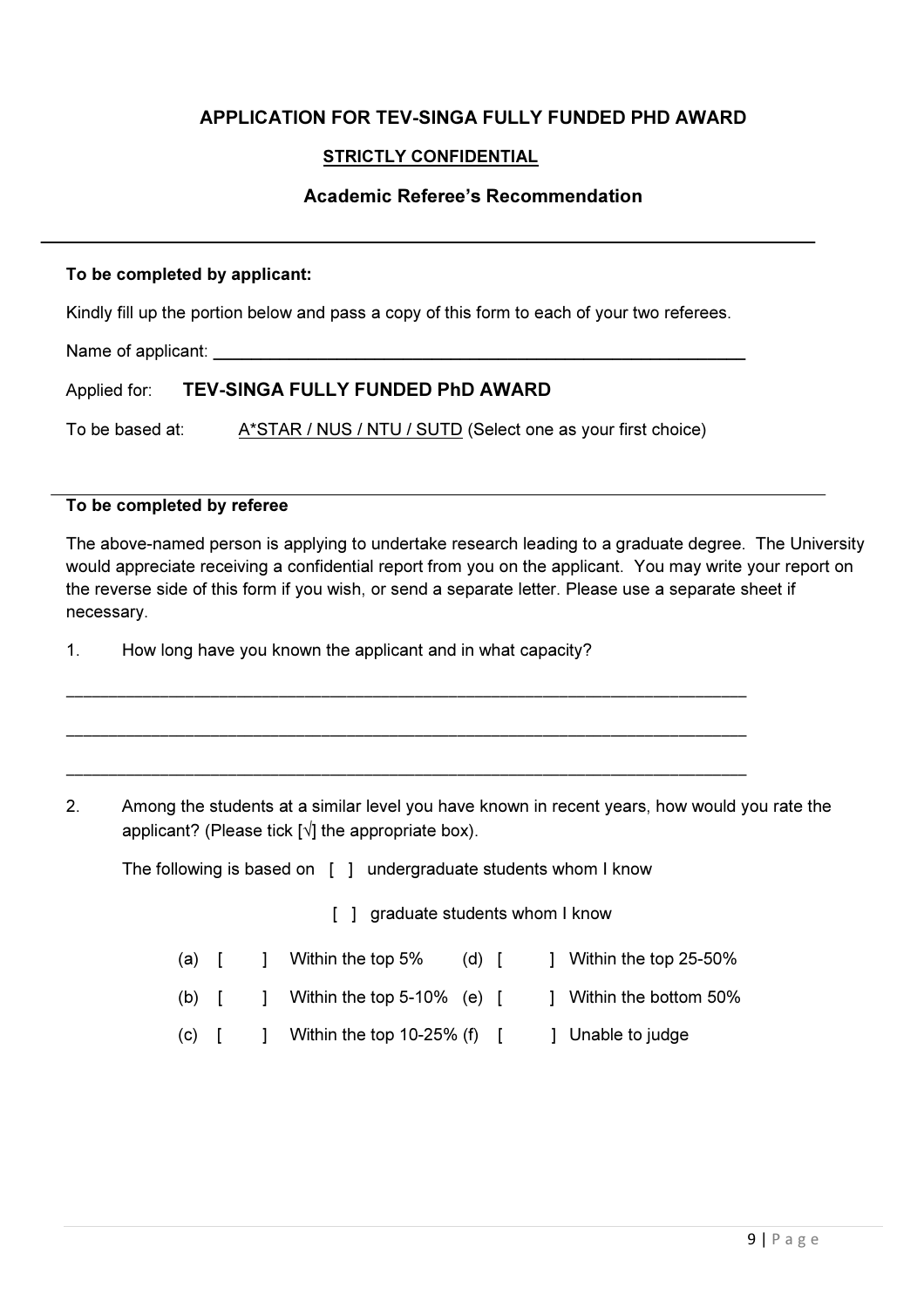## APPLICATION FOR TEV-SINGA FULLY FUNDED PHD AWARD

**STRICTLY CONFIDENTIAL**

### Academic Referee's Recommendation

---

**To be completed by applicant:**

Kindly fill up the portion below and pass a copy of this form to each of your two referees.

Name of applicant: ____________________________________________________________

Applied for: **TEV-SINGA FULLY FUNDED PhD AWARD**

To be based at: A*STAR / NUS / NTU / SUTD (Select one as your first choice)

---

**To be completed by referee**

The above-named person is applying to undertake research leading to a graduate degree. The University would appreciate receiving a confidential report from you on the applicant. You may write your report on the reverse side of this form if you wish, or send a separate letter. Please use a separate sheet if necessary.

1. How long have you known the applicant and in what capacity?

____________________________________________________________________________

____________________________________________________________________________

____________________________________________________________________________

2. Among the students at a similar level you have known in recent years, how would you rate the applicant? (Please tick [√] the appropriate box).

The following is based on [ ] undergraduate students whom I know

[ ] graduate students whom I know

(a) [ ] Within the top 5% (d) [ ] Within the top 25-50%

(b) [ ] Within the top 5-10% (e) [ ] Within the bottom 50%

(c) [ ] Within the top 10-25% (f) [ ] Unable to judge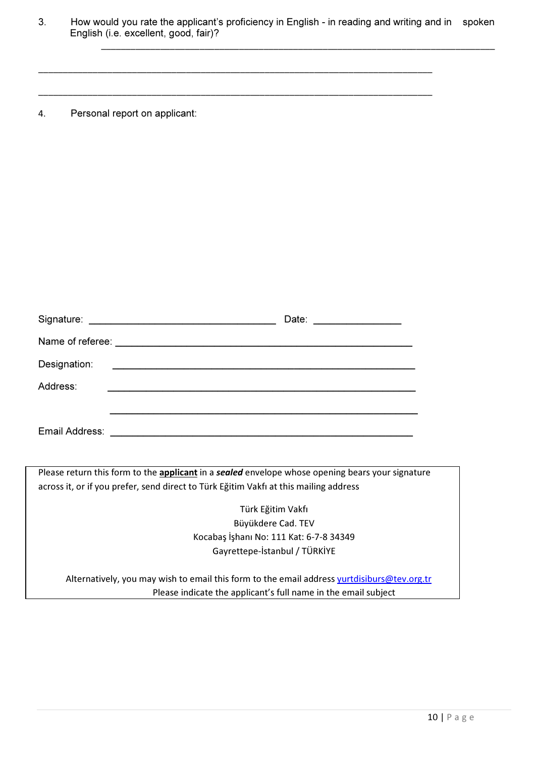3. How would you rate the applicant's proficiency in English - in reading and writing and in spoken English (i.e. excellent, good, fair)?

_______________________________________________________________________

_______________________________________________________________________

_______________________________________________________________________

4. Personal report on applicant:

Signature: ________________________________ Date: ________________

Name of referee: ______________________________________________________

Designation: ______________________________________________________

Address: ______________________________________________________

______________________________________________________

Email Address: ______________________________________________________

Please return this form to the **applicant** in a ***sealed*** envelope whose opening bears your signature across it, or if you prefer, send direct to Türk Eğitim Vakfı at this mailing address

Türk Eğitim Vakfı
Büyükdere Cad. TEV
Kocabaş İşhanı No: 111 Kat: 6-7-8 34349
Gayrettepe-İstanbul / TÜRKİYE

Alternatively, you may wish to email this form to the email address yurtdisiburs@tev.org.tr
Please indicate the applicant's full name in the email subject